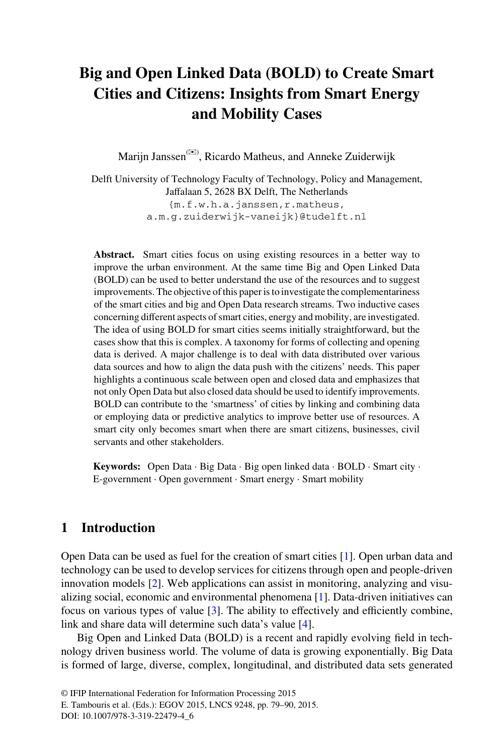# Big and Open Linked Data (BOLD) to Create Smart Cities and Citizens: Insights from Smart Energy and Mobility Cases

Marijn Janssen(✉), Ricardo Matheus, and Anneke Zuiderwijk

Delft University of Technology Faculty of Technology, Policy and Management, Jaffalaan 5, 2628 BX Delft, The Netherlands
{m.f.w.h.a.janssen,r.matheus,a.m.g.zuiderwijk-vaneijk}@tudelft.nl

**Abstract.** Smart cities focus on using existing resources in a better way to improve the urban environment. At the same time Big and Open Linked Data (BOLD) can be used to better understand the use of the resources and to suggest improvements. The objective of this paper is to investigate the complementariness of the smart cities and big and Open Data research streams. Two inductive cases concerning different aspects of smart cities, energy and mobility, are investigated. The idea of using BOLD for smart cities seems initially straightforward, but the cases show that this is complex. A taxonomy for forms of collecting and opening data is derived. A major challenge is to deal with data distributed over various data sources and how to align the data push with the citizens' needs. This paper highlights a continuous scale between open and closed data and emphasizes that not only Open Data but also closed data should be used to identify improvements. BOLD can contribute to the 'smartness' of cities by linking and combining data or employing data or predictive analytics to improve better use of resources. A smart city only becomes smart when there are smart citizens, businesses, civil servants and other stakeholders.

**Keywords:** Open Data · Big Data · Big open linked data · BOLD · Smart city · E-government · Open government · Smart energy · Smart mobility

## 1 Introduction

Open Data can be used as fuel for the creation of smart cities [1]. Open urban data and technology can be used to develop services for citizens through open and people-driven innovation models [2]. Web applications can assist in monitoring, analyzing and visualizing social, economic and environmental phenomena [1]. Data-driven initiatives can focus on various types of value [3]. The ability to effectively and efficiently combine, link and share data will determine such data's value [4].

Big Open and Linked Data (BOLD) is a recent and rapidly evolving field in technology driven business world. The volume of data is growing exponentially. Big Data is formed of large, diverse, complex, longitudinal, and distributed data sets generated

© IFIP International Federation for Information Processing 2015
E. Tambouris et al. (Eds.): EGOV 2015, LNCS 9248, pp. 79–90, 2015.
DOI: 10.1007/978-3-319-22479-4_6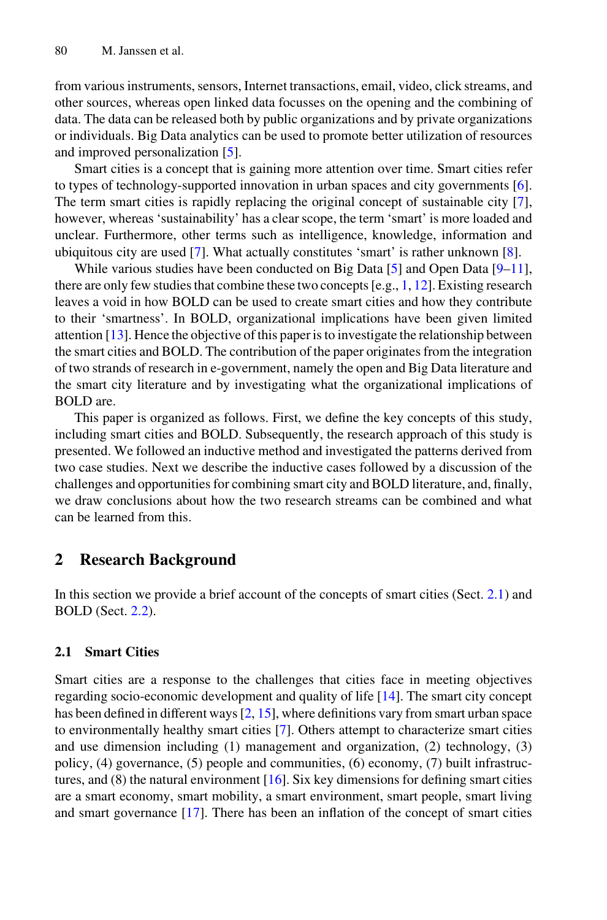from various instruments, sensors, Internet transactions, email, video, click streams, and other sources, whereas open linked data focusses on the opening and the combining of data. The data can be released both by public organizations and by private organizations or individuals. Big Data analytics can be used to promote better utilization of resources and improved personalization [5].

Smart cities is a concept that is gaining more attention over time. Smart cities refer to types of technology-supported innovation in urban spaces and city governments [6]. The term smart cities is rapidly replacing the original concept of sustainable city [7], however, whereas 'sustainability' has a clear scope, the term 'smart' is more loaded and unclear. Furthermore, other terms such as intelligence, knowledge, information and ubiquitous city are used [7]. What actually constitutes 'smart' is rather unknown [8].

While various studies have been conducted on Big Data [5] and Open Data [9–11], there are only few studies that combine these two concepts [e.g., 1, 12]. Existing research leaves a void in how BOLD can be used to create smart cities and how they contribute to their 'smartness'. In BOLD, organizational implications have been given limited attention [13]. Hence the objective of this paper is to investigate the relationship between the smart cities and BOLD. The contribution of the paper originates from the integration of two strands of research in e-government, namely the open and Big Data literature and the smart city literature and by investigating what the organizational implications of BOLD are.

This paper is organized as follows. First, we define the key concepts of this study, including smart cities and BOLD. Subsequently, the research approach of this study is presented. We followed an inductive method and investigated the patterns derived from two case studies. Next we describe the inductive cases followed by a discussion of the challenges and opportunities for combining smart city and BOLD literature, and, finally, we draw conclusions about how the two research streams can be combined and what can be learned from this.

## 2 Research Background

In this section we provide a brief account of the concepts of smart cities (Sect. 2.1) and BOLD (Sect. 2.2).

### 2.1 Smart Cities

Smart cities are a response to the challenges that cities face in meeting objectives regarding socio-economic development and quality of life [14]. The smart city concept has been defined in different ways [2, 15], where definitions vary from smart urban space to environmentally healthy smart cities [7]. Others attempt to characterize smart cities and use dimension including (1) management and organization, (2) technology, (3) policy, (4) governance, (5) people and communities, (6) economy, (7) built infrastructures, and (8) the natural environment [16]. Six key dimensions for defining smart cities are a smart economy, smart mobility, a smart environment, smart people, smart living and smart governance [17]. There has been an inflation of the concept of smart cities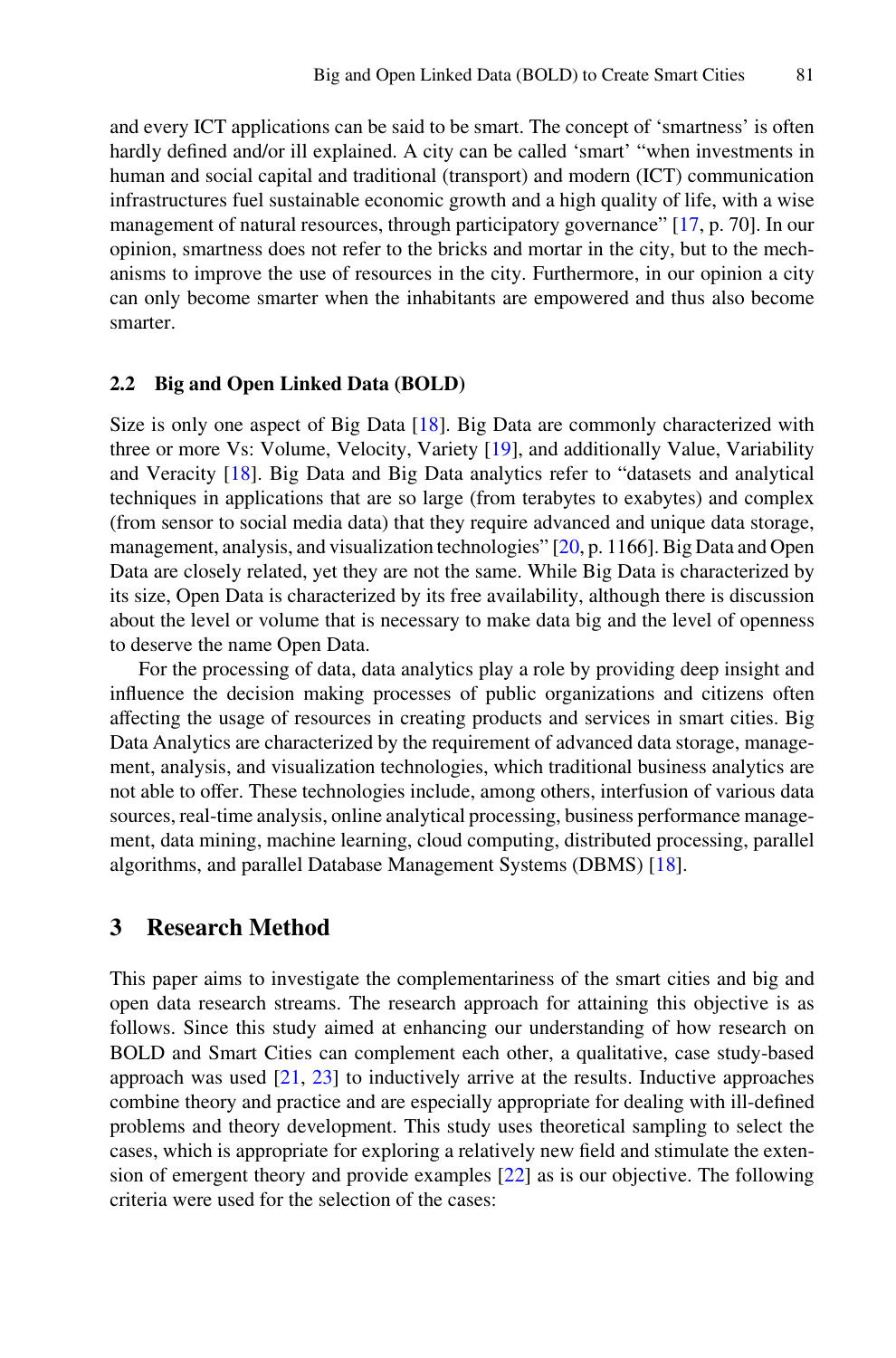and every ICT applications can be said to be smart. The concept of 'smartness' is often hardly defined and/or ill explained. A city can be called 'smart' "when investments in human and social capital and traditional (transport) and modern (ICT) communication infrastructures fuel sustainable economic growth and a high quality of life, with a wise management of natural resources, through participatory governance" [17, p. 70]. In our opinion, smartness does not refer to the bricks and mortar in the city, but to the mechanisms to improve the use of resources in the city. Furthermore, in our opinion a city can only become smarter when the inhabitants are empowered and thus also become smarter.

### 2.2 Big and Open Linked Data (BOLD)

Size is only one aspect of Big Data [18]. Big Data are commonly characterized with three or more Vs: Volume, Velocity, Variety [19], and additionally Value, Variability and Veracity [18]. Big Data and Big Data analytics refer to "datasets and analytical techniques in applications that are so large (from terabytes to exabytes) and complex (from sensor to social media data) that they require advanced and unique data storage, management, analysis, and visualization technologies" [20, p. 1166]. Big Data and Open Data are closely related, yet they are not the same. While Big Data is characterized by its size, Open Data is characterized by its free availability, although there is discussion about the level or volume that is necessary to make data big and the level of openness to deserve the name Open Data.

For the processing of data, data analytics play a role by providing deep insight and influence the decision making processes of public organizations and citizens often affecting the usage of resources in creating products and services in smart cities. Big Data Analytics are characterized by the requirement of advanced data storage, management, analysis, and visualization technologies, which traditional business analytics are not able to offer. These technologies include, among others, interfusion of various data sources, real-time analysis, online analytical processing, business performance management, data mining, machine learning, cloud computing, distributed processing, parallel algorithms, and parallel Database Management Systems (DBMS) [18].

## 3 Research Method

This paper aims to investigate the complementariness of the smart cities and big and open data research streams. The research approach for attaining this objective is as follows. Since this study aimed at enhancing our understanding of how research on BOLD and Smart Cities can complement each other, a qualitative, case study-based approach was used [21, 23] to inductively arrive at the results. Inductive approaches combine theory and practice and are especially appropriate for dealing with ill-defined problems and theory development. This study uses theoretical sampling to select the cases, which is appropriate for exploring a relatively new field and stimulate the extension of emergent theory and provide examples [22] as is our objective. The following criteria were used for the selection of the cases: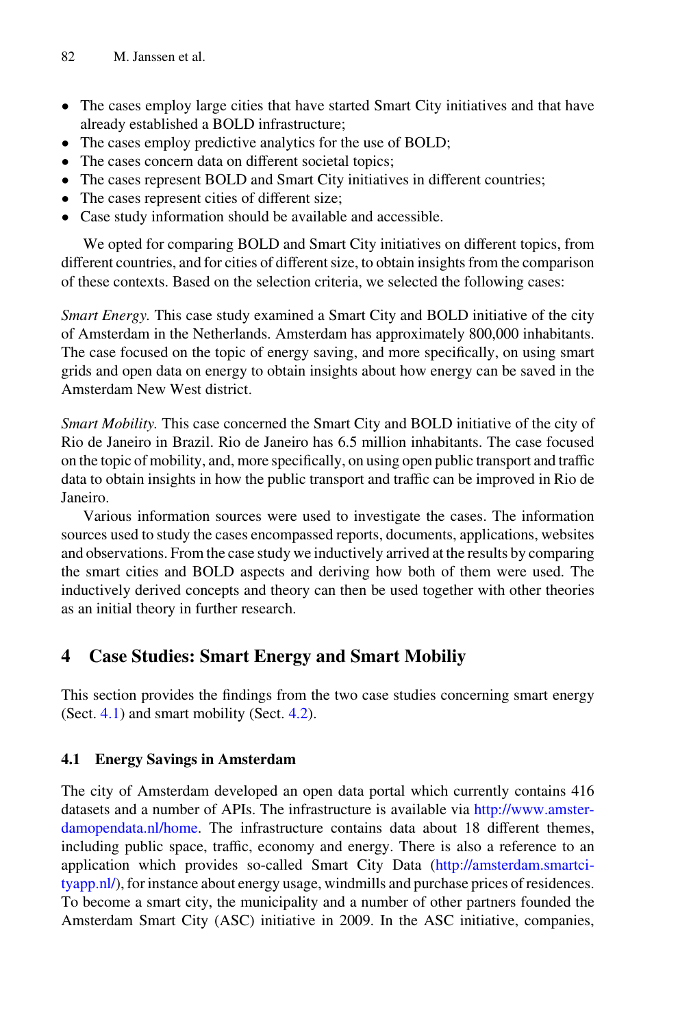- The cases employ large cities that have started Smart City initiatives and that have already established a BOLD infrastructure;
- The cases employ predictive analytics for the use of BOLD;
- The cases concern data on different societal topics;
- The cases represent BOLD and Smart City initiatives in different countries;
- The cases represent cities of different size;
- Case study information should be available and accessible.

We opted for comparing BOLD and Smart City initiatives on different topics, from different countries, and for cities of different size, to obtain insights from the comparison of these contexts. Based on the selection criteria, we selected the following cases:

*Smart Energy*. This case study examined a Smart City and BOLD initiative of the city of Amsterdam in the Netherlands. Amsterdam has approximately 800,000 inhabitants. The case focused on the topic of energy saving, and more specifically, on using smart grids and open data on energy to obtain insights about how energy can be saved in the Amsterdam New West district.

*Smart Mobility*. This case concerned the Smart City and BOLD initiative of the city of Rio de Janeiro in Brazil. Rio de Janeiro has 6.5 million inhabitants. The case focused on the topic of mobility, and, more specifically, on using open public transport and traffic data to obtain insights in how the public transport and traffic can be improved in Rio de Janeiro.

Various information sources were used to investigate the cases. The information sources used to study the cases encompassed reports, documents, applications, websites and observations. From the case study we inductively arrived at the results by comparing the smart cities and BOLD aspects and deriving how both of them were used. The inductively derived concepts and theory can then be used together with other theories as an initial theory in further research.

## 4 Case Studies: Smart Energy and Smart Mobiliy

This section provides the findings from the two case studies concerning smart energy (Sect. 4.1) and smart mobility (Sect. 4.2).

### 4.1 Energy Savings in Amsterdam

The city of Amsterdam developed an open data portal which currently contains 416 datasets and a number of APIs. The infrastructure is available via http://www.amsterdamopendata.nl/home. The infrastructure contains data about 18 different themes, including public space, traffic, economy and energy. There is also a reference to an application which provides so-called Smart City Data (http://amsterdam.smartcityapp.nl/), for instance about energy usage, windmills and purchase prices of residences. To become a smart city, the municipality and a number of other partners founded the Amsterdam Smart City (ASC) initiative in 2009. In the ASC initiative, companies,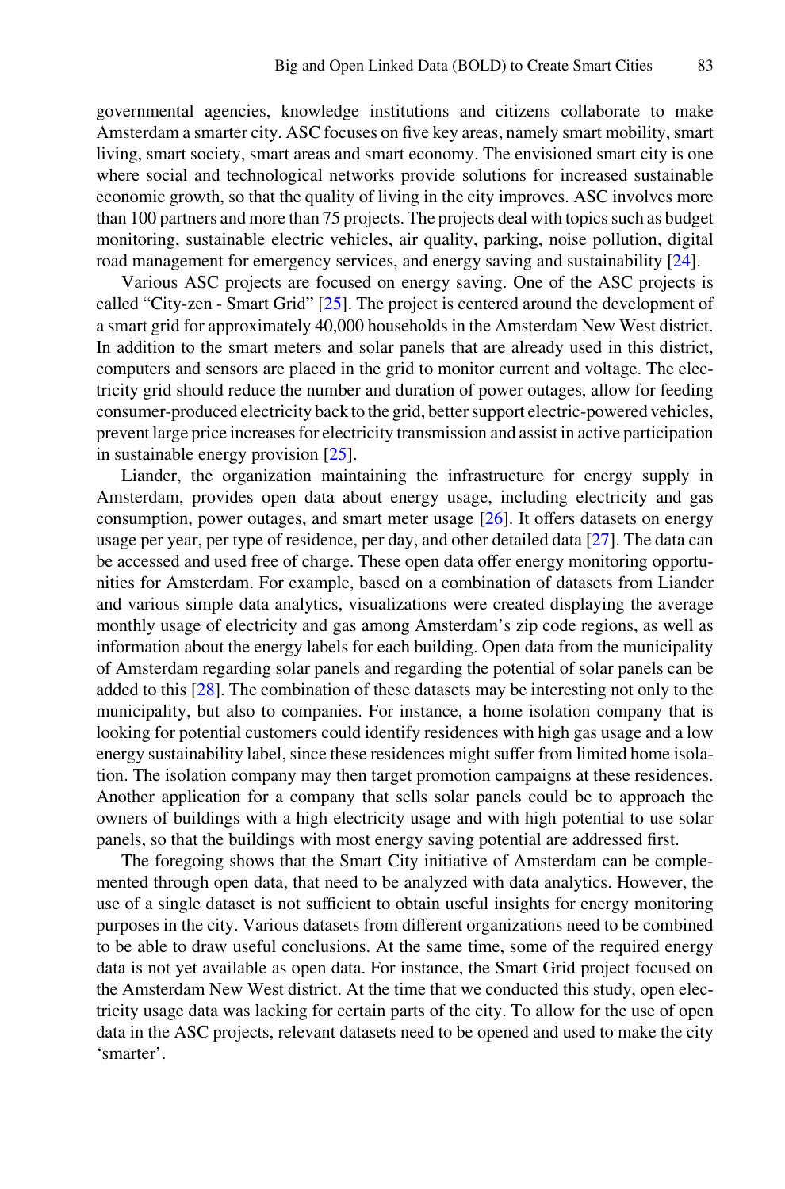governmental agencies, knowledge institutions and citizens collaborate to make Amsterdam a smarter city. ASC focuses on five key areas, namely smart mobility, smart living, smart society, smart areas and smart economy. The envisioned smart city is one where social and technological networks provide solutions for increased sustainable economic growth, so that the quality of living in the city improves. ASC involves more than 100 partners and more than 75 projects. The projects deal with topics such as budget monitoring, sustainable electric vehicles, air quality, parking, noise pollution, digital road management for emergency services, and energy saving and sustainability [24].

Various ASC projects are focused on energy saving. One of the ASC projects is called "City-zen - Smart Grid" [25]. The project is centered around the development of a smart grid for approximately 40,000 households in the Amsterdam New West district. In addition to the smart meters and solar panels that are already used in this district, computers and sensors are placed in the grid to monitor current and voltage. The electricity grid should reduce the number and duration of power outages, allow for feeding consumer-produced electricity back to the grid, better support electric-powered vehicles, prevent large price increases for electricity transmission and assist in active participation in sustainable energy provision [25].

Liander, the organization maintaining the infrastructure for energy supply in Amsterdam, provides open data about energy usage, including electricity and gas consumption, power outages, and smart meter usage [26]. It offers datasets on energy usage per year, per type of residence, per day, and other detailed data [27]. The data can be accessed and used free of charge. These open data offer energy monitoring opportunities for Amsterdam. For example, based on a combination of datasets from Liander and various simple data analytics, visualizations were created displaying the average monthly usage of electricity and gas among Amsterdam's zip code regions, as well as information about the energy labels for each building. Open data from the municipality of Amsterdam regarding solar panels and regarding the potential of solar panels can be added to this [28]. The combination of these datasets may be interesting not only to the municipality, but also to companies. For instance, a home isolation company that is looking for potential customers could identify residences with high gas usage and a low energy sustainability label, since these residences might suffer from limited home isolation. The isolation company may then target promotion campaigns at these residences. Another application for a company that sells solar panels could be to approach the owners of buildings with a high electricity usage and with high potential to use solar panels, so that the buildings with most energy saving potential are addressed first.

The foregoing shows that the Smart City initiative of Amsterdam can be complemented through open data, that need to be analyzed with data analytics. However, the use of a single dataset is not sufficient to obtain useful insights for energy monitoring purposes in the city. Various datasets from different organizations need to be combined to be able to draw useful conclusions. At the same time, some of the required energy data is not yet available as open data. For instance, the Smart Grid project focused on the Amsterdam New West district. At the time that we conducted this study, open electricity usage data was lacking for certain parts of the city. To allow for the use of open data in the ASC projects, relevant datasets need to be opened and used to make the city 'smarter'.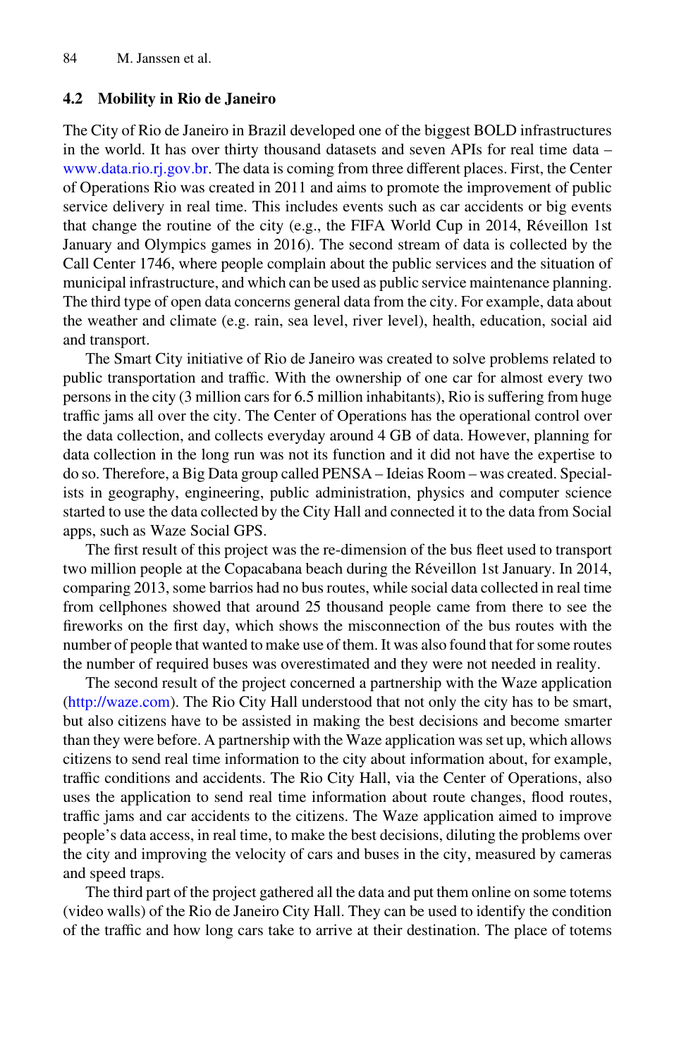### 4.2 Mobility in Rio de Janeiro

The City of Rio de Janeiro in Brazil developed one of the biggest BOLD infrastructures in the world. It has over thirty thousand datasets and seven APIs for real time data – www.data.rio.rj.gov.br. The data is coming from three different places. First, the Center of Operations Rio was created in 2011 and aims to promote the improvement of public service delivery in real time. This includes events such as car accidents or big events that change the routine of the city (e.g., the FIFA World Cup in 2014, Réveillon 1st January and Olympics games in 2016). The second stream of data is collected by the Call Center 1746, where people complain about the public services and the situation of municipal infrastructure, and which can be used as public service maintenance planning. The third type of open data concerns general data from the city. For example, data about the weather and climate (e.g. rain, sea level, river level), health, education, social aid and transport.

The Smart City initiative of Rio de Janeiro was created to solve problems related to public transportation and traffic. With the ownership of one car for almost every two persons in the city (3 million cars for 6.5 million inhabitants), Rio is suffering from huge traffic jams all over the city. The Center of Operations has the operational control over the data collection, and collects everyday around 4 GB of data. However, planning for data collection in the long run was not its function and it did not have the expertise to do so. Therefore, a Big Data group called PENSA – Ideias Room – was created. Specialists in geography, engineering, public administration, physics and computer science started to use the data collected by the City Hall and connected it to the data from Social apps, such as Waze Social GPS.

The first result of this project was the re-dimension of the bus fleet used to transport two million people at the Copacabana beach during the Réveillon 1st January. In 2014, comparing 2013, some barrios had no bus routes, while social data collected in real time from cellphones showed that around 25 thousand people came from there to see the fireworks on the first day, which shows the misconnection of the bus routes with the number of people that wanted to make use of them. It was also found that for some routes the number of required buses was overestimated and they were not needed in reality.

The second result of the project concerned a partnership with the Waze application (http://waze.com). The Rio City Hall understood that not only the city has to be smart, but also citizens have to be assisted in making the best decisions and become smarter than they were before. A partnership with the Waze application was set up, which allows citizens to send real time information to the city about information about, for example, traffic conditions and accidents. The Rio City Hall, via the Center of Operations, also uses the application to send real time information about route changes, flood routes, traffic jams and car accidents to the citizens. The Waze application aimed to improve people's data access, in real time, to make the best decisions, diluting the problems over the city and improving the velocity of cars and buses in the city, measured by cameras and speed traps.

The third part of the project gathered all the data and put them online on some totems (video walls) of the Rio de Janeiro City Hall. They can be used to identify the condition of the traffic and how long cars take to arrive at their destination. The place of totems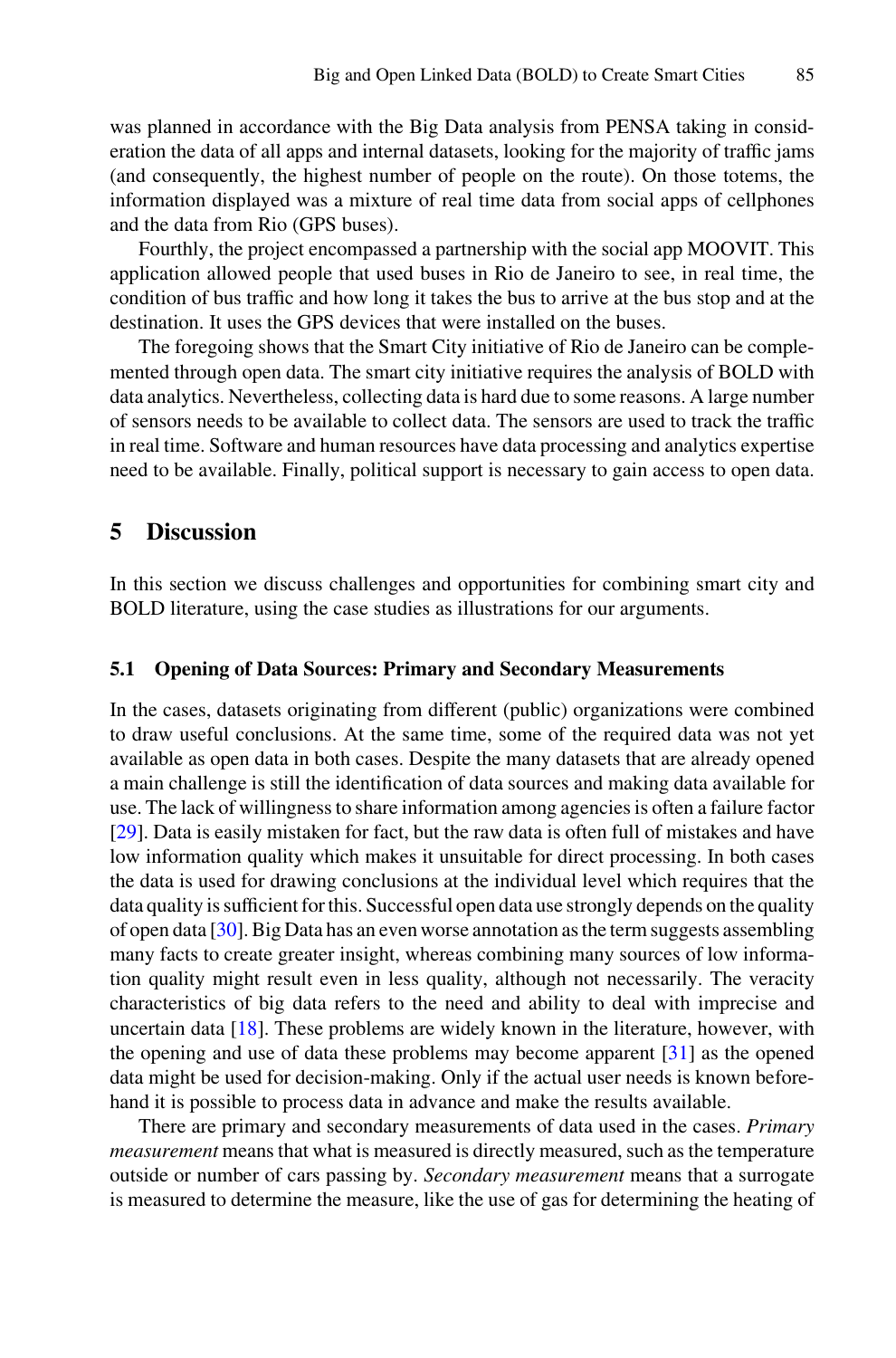was planned in accordance with the Big Data analysis from PENSA taking in consideration the data of all apps and internal datasets, looking for the majority of traffic jams (and consequently, the highest number of people on the route). On those totems, the information displayed was a mixture of real time data from social apps of cellphones and the data from Rio (GPS buses).

Fourthly, the project encompassed a partnership with the social app MOOVIT. This application allowed people that used buses in Rio de Janeiro to see, in real time, the condition of bus traffic and how long it takes the bus to arrive at the bus stop and at the destination. It uses the GPS devices that were installed on the buses.

The foregoing shows that the Smart City initiative of Rio de Janeiro can be complemented through open data. The smart city initiative requires the analysis of BOLD with data analytics. Nevertheless, collecting data is hard due to some reasons. A large number of sensors needs to be available to collect data. The sensors are used to track the traffic in real time. Software and human resources have data processing and analytics expertise need to be available. Finally, political support is necessary to gain access to open data.

## 5 Discussion

In this section we discuss challenges and opportunities for combining smart city and BOLD literature, using the case studies as illustrations for our arguments.

### 5.1 Opening of Data Sources: Primary and Secondary Measurements

In the cases, datasets originating from different (public) organizations were combined to draw useful conclusions. At the same time, some of the required data was not yet available as open data in both cases. Despite the many datasets that are already opened a main challenge is still the identification of data sources and making data available for use. The lack of willingness to share information among agencies is often a failure factor [29]. Data is easily mistaken for fact, but the raw data is often full of mistakes and have low information quality which makes it unsuitable for direct processing. In both cases the data is used for drawing conclusions at the individual level which requires that the data quality is sufficient for this. Successful open data use strongly depends on the quality of open data [30]. Big Data has an even worse annotation as the term suggests assembling many facts to create greater insight, whereas combining many sources of low information quality might result even in less quality, although not necessarily. The veracity characteristics of big data refers to the need and ability to deal with imprecise and uncertain data [18]. These problems are widely known in the literature, however, with the opening and use of data these problems may become apparent [31] as the opened data might be used for decision-making. Only if the actual user needs is known beforehand it is possible to process data in advance and make the results available.

There are primary and secondary measurements of data used in the cases. *Primary measurement* means that what is measured is directly measured, such as the temperature outside or number of cars passing by. *Secondary measurement* means that a surrogate is measured to determine the measure, like the use of gas for determining the heating of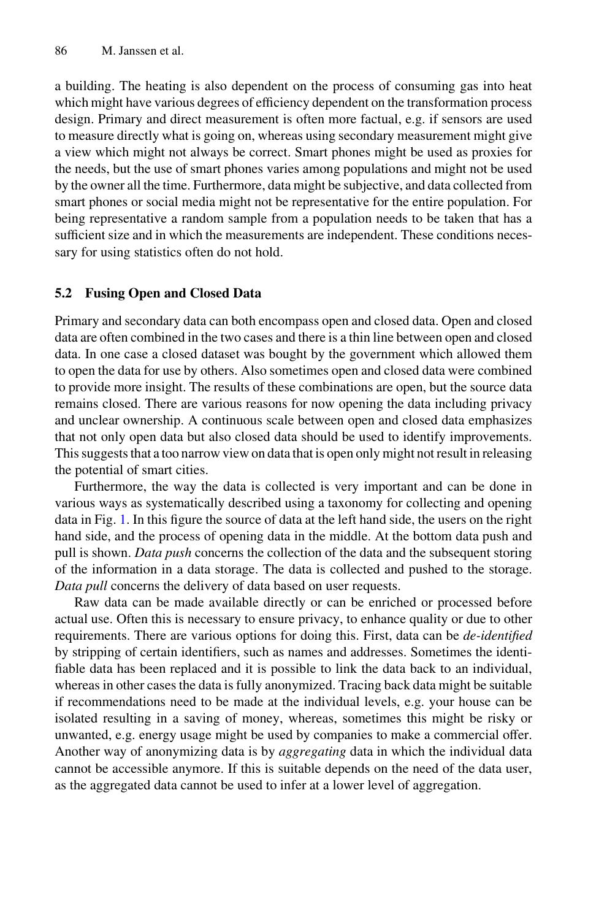a building. The heating is also dependent on the process of consuming gas into heat which might have various degrees of efficiency dependent on the transformation process design. Primary and direct measurement is often more factual, e.g. if sensors are used to measure directly what is going on, whereas using secondary measurement might give a view which might not always be correct. Smart phones might be used as proxies for the needs, but the use of smart phones varies among populations and might not be used by the owner all the time. Furthermore, data might be subjective, and data collected from smart phones or social media might not be representative for the entire population. For being representative a random sample from a population needs to be taken that has a sufficient size and in which the measurements are independent. These conditions necessary for using statistics often do not hold.

### 5.2 Fusing Open and Closed Data

Primary and secondary data can both encompass open and closed data. Open and closed data are often combined in the two cases and there is a thin line between open and closed data. In one case a closed dataset was bought by the government which allowed them to open the data for use by others. Also sometimes open and closed data were combined to provide more insight. The results of these combinations are open, but the source data remains closed. There are various reasons for now opening the data including privacy and unclear ownership. A continuous scale between open and closed data emphasizes that not only open data but also closed data should be used to identify improvements. This suggests that a too narrow view on data that is open only might not result in releasing the potential of smart cities.

Furthermore, the way the data is collected is very important and can be done in various ways as systematically described using a taxonomy for collecting and opening data in Fig. 1. In this figure the source of data at the left hand side, the users on the right hand side, and the process of opening data in the middle. At the bottom data push and pull is shown. *Data push* concerns the collection of the data and the subsequent storing of the information in a data storage. The data is collected and pushed to the storage. *Data pull* concerns the delivery of data based on user requests.

Raw data can be made available directly or can be enriched or processed before actual use. Often this is necessary to ensure privacy, to enhance quality or due to other requirements. There are various options for doing this. First, data can be *de-identified* by stripping of certain identifiers, such as names and addresses. Sometimes the identifiable data has been replaced and it is possible to link the data back to an individual, whereas in other cases the data is fully anonymized. Tracing back data might be suitable if recommendations need to be made at the individual levels, e.g. your house can be isolated resulting in a saving of money, whereas, sometimes this might be risky or unwanted, e.g. energy usage might be used by companies to make a commercial offer. Another way of anonymizing data is by *aggregating* data in which the individual data cannot be accessible anymore. If this is suitable depends on the need of the data user, as the aggregated data cannot be used to infer at a lower level of aggregation.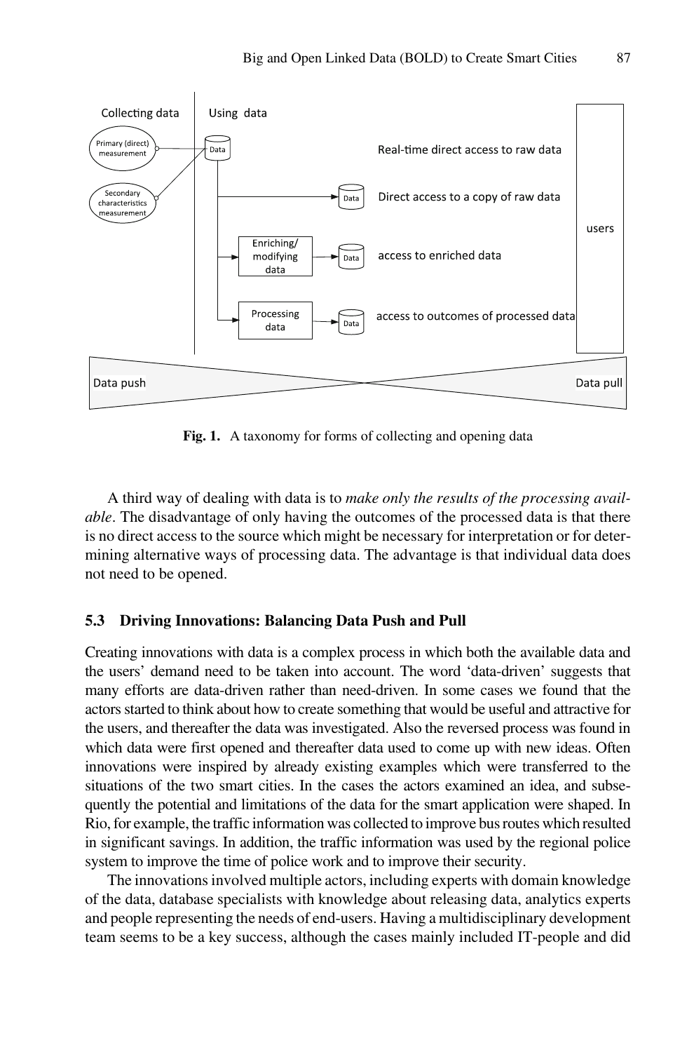Fig. 1. A taxonomy for forms of collecting and opening data

A third way of dealing with data is to *make only the results of the processing available*. The disadvantage of only having the outcomes of the processed data is that there is no direct access to the source which might be necessary for interpretation or for determining alternative ways of processing data. The advantage is that individual data does not need to be opened.

### 5.3 Driving Innovations: Balancing Data Push and Pull

Creating innovations with data is a complex process in which both the available data and the users' demand need to be taken into account. The word 'data-driven' suggests that many efforts are data-driven rather than need-driven. In some cases we found that the actors started to think about how to create something that would be useful and attractive for the users, and thereafter the data was investigated. Also the reversed process was found in which data were first opened and thereafter data used to come up with new ideas. Often innovations were inspired by already existing examples which were transferred to the situations of the two smart cities. In the cases the actors examined an idea, and subsequently the potential and limitations of the data for the smart application were shaped. In Rio, for example, the traffic information was collected to improve bus routes which resulted in significant savings. In addition, the traffic information was used by the regional police system to improve the time of police work and to improve their security.

The innovations involved multiple actors, including experts with domain knowledge of the data, database specialists with knowledge about releasing data, analytics experts and people representing the needs of end-users. Having a multidisciplinary development team seems to be a key success, although the cases mainly included IT-people and did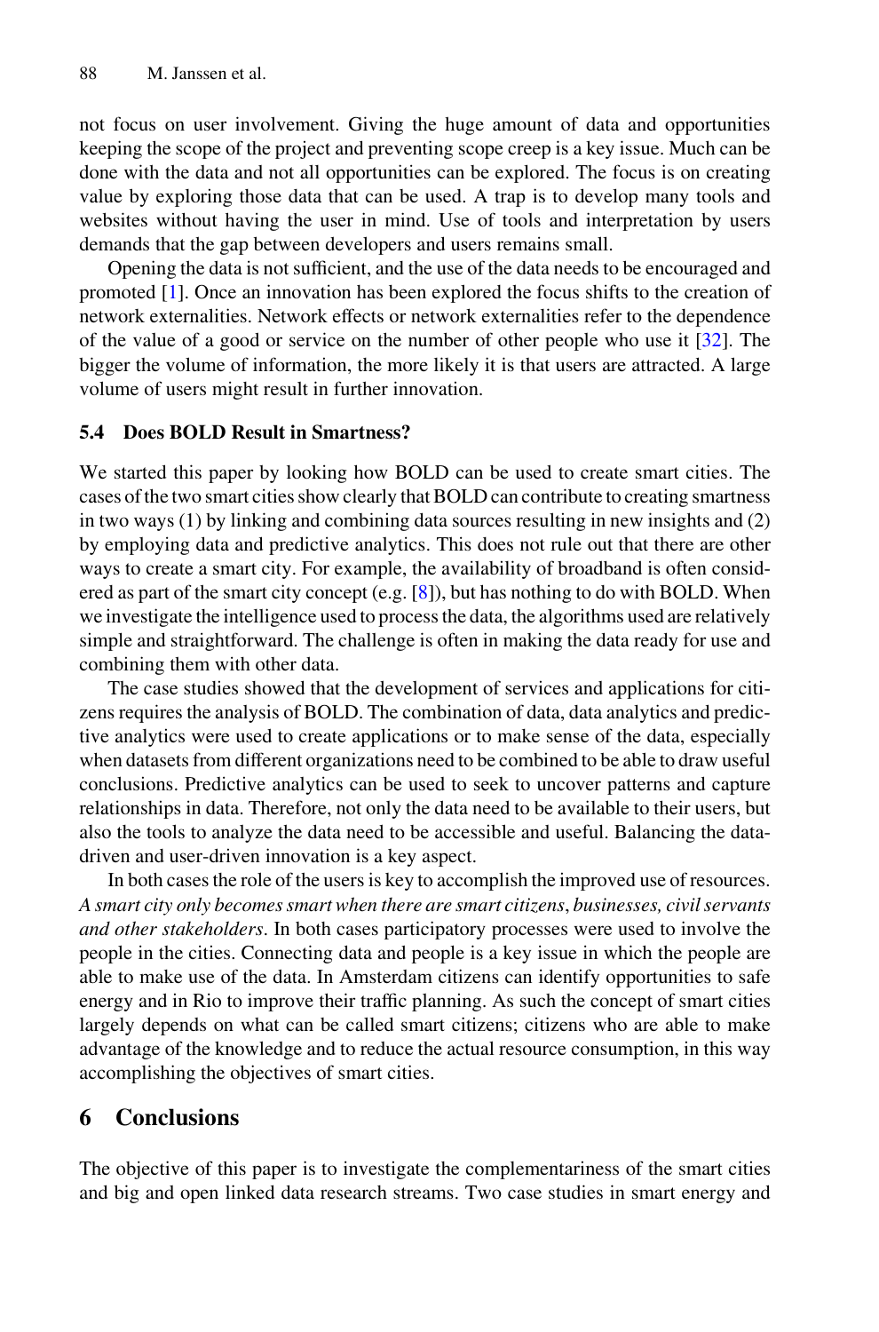not focus on user involvement. Giving the huge amount of data and opportunities keeping the scope of the project and preventing scope creep is a key issue. Much can be done with the data and not all opportunities can be explored. The focus is on creating value by exploring those data that can be used. A trap is to develop many tools and websites without having the user in mind. Use of tools and interpretation by users demands that the gap between developers and users remains small.

Opening the data is not sufficient, and the use of the data needs to be encouraged and promoted [1]. Once an innovation has been explored the focus shifts to the creation of network externalities. Network effects or network externalities refer to the dependence of the value of a good or service on the number of other people who use it [32]. The bigger the volume of information, the more likely it is that users are attracted. A large volume of users might result in further innovation.

### 5.4 Does BOLD Result in Smartness?

We started this paper by looking how BOLD can be used to create smart cities. The cases of the two smart cities show clearly that BOLD can contribute to creating smartness in two ways (1) by linking and combining data sources resulting in new insights and (2) by employing data and predictive analytics. This does not rule out that there are other ways to create a smart city. For example, the availability of broadband is often considered as part of the smart city concept (e.g. [8]), but has nothing to do with BOLD. When we investigate the intelligence used to process the data, the algorithms used are relatively simple and straightforward. The challenge is often in making the data ready for use and combining them with other data.

The case studies showed that the development of services and applications for citizens requires the analysis of BOLD. The combination of data, data analytics and predictive analytics were used to create applications or to make sense of the data, especially when datasets from different organizations need to be combined to be able to draw useful conclusions. Predictive analytics can be used to seek to uncover patterns and capture relationships in data. Therefore, not only the data need to be available to their users, but also the tools to analyze the data need to be accessible and useful. Balancing the data-driven and user-driven innovation is a key aspect.

In both cases the role of the users is key to accomplish the improved use of resources. *A smart city only becomes smart when there are smart citizens*, *businesses, civil servants and other stakeholders*. In both cases participatory processes were used to involve the people in the cities. Connecting data and people is a key issue in which the people are able to make use of the data. In Amsterdam citizens can identify opportunities to safe energy and in Rio to improve their traffic planning. As such the concept of smart cities largely depends on what can be called smart citizens; citizens who are able to make advantage of the knowledge and to reduce the actual resource consumption, in this way accomplishing the objectives of smart cities.

## 6 Conclusions

The objective of this paper is to investigate the complementariness of the smart cities and big and open linked data research streams. Two case studies in smart energy and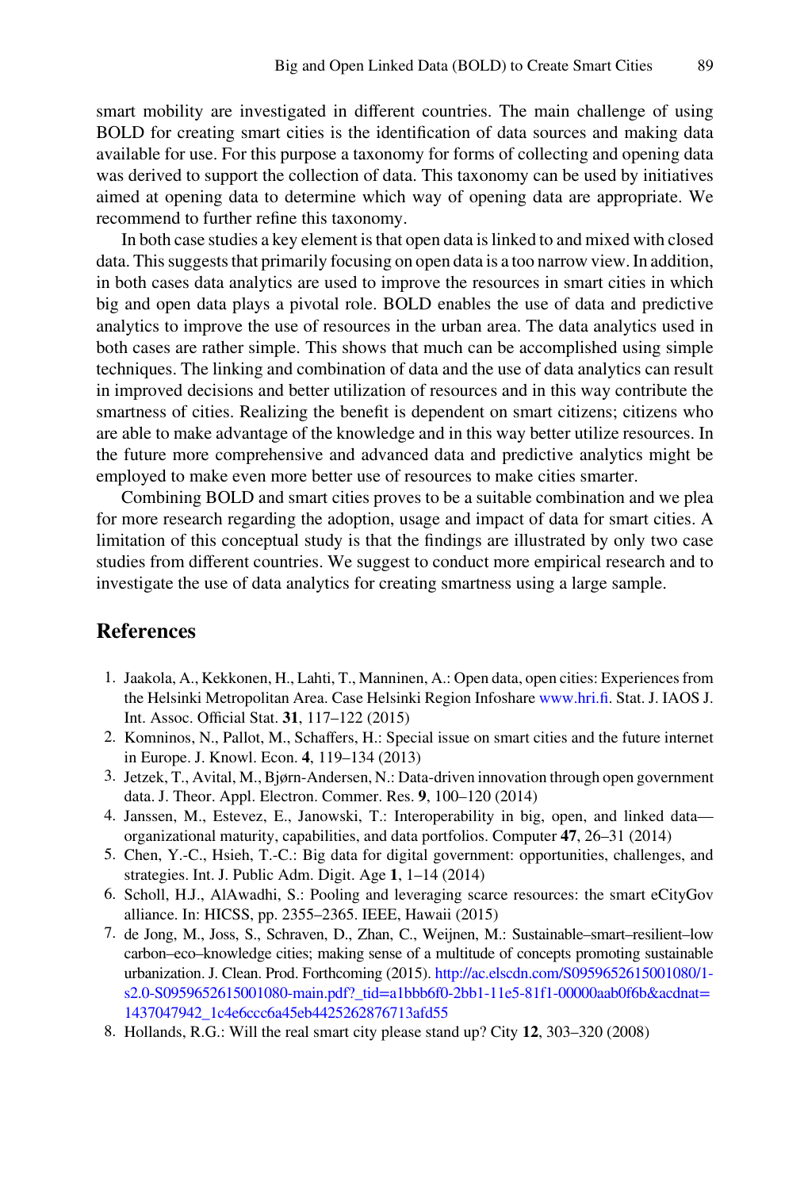smart mobility are investigated in different countries. The main challenge of using BOLD for creating smart cities is the identification of data sources and making data available for use. For this purpose a taxonomy for forms of collecting and opening data was derived to support the collection of data. This taxonomy can be used by initiatives aimed at opening data to determine which way of opening data are appropriate. We recommend to further refine this taxonomy.

In both case studies a key element is that open data is linked to and mixed with closed data. This suggests that primarily focusing on open data is a too narrow view. In addition, in both cases data analytics are used to improve the resources in smart cities in which big and open data plays a pivotal role. BOLD enables the use of data and predictive analytics to improve the use of resources in the urban area. The data analytics used in both cases are rather simple. This shows that much can be accomplished using simple techniques. The linking and combination of data and the use of data analytics can result in improved decisions and better utilization of resources and in this way contribute the smartness of cities. Realizing the benefit is dependent on smart citizens; citizens who are able to make advantage of the knowledge and in this way better utilize resources. In the future more comprehensive and advanced data and predictive analytics might be employed to make even more better use of resources to make cities smarter.

Combining BOLD and smart cities proves to be a suitable combination and we plea for more research regarding the adoption, usage and impact of data for smart cities. A limitation of this conceptual study is that the findings are illustrated by only two case studies from different countries. We suggest to conduct more empirical research and to investigate the use of data analytics for creating smartness using a large sample.

## References

1. Jaakola, A., Kekkonen, H., Lahti, T., Manninen, A.: Open data, open cities: Experiences from the Helsinki Metropolitan Area. Case Helsinki Region Infoshare www.hri.fi. Stat. J. IAOS J. Int. Assoc. Official Stat. **31**, 117–122 (2015)
2. Komninos, N., Pallot, M., Schaffers, H.: Special issue on smart cities and the future internet in Europe. J. Knowl. Econ. **4**, 119–134 (2013)
3. Jetzek, T., Avital, M., Bjørn-Andersen, N.: Data-driven innovation through open government data. J. Theor. Appl. Electron. Commer. Res. **9**, 100–120 (2014)
4. Janssen, M., Estevez, E., Janowski, T.: Interoperability in big, open, and linked data—organizational maturity, capabilities, and data portfolios. Computer **47**, 26–31 (2014)
5. Chen, Y.-C., Hsieh, T.-C.: Big data for digital government: opportunities, challenges, and strategies. Int. J. Public Adm. Digit. Age **1**, 1–14 (2014)
6. Scholl, H.J., AlAwadhi, S.: Pooling and leveraging scarce resources: the smart eCityGov alliance. In: HICSS, pp. 2355–2365. IEEE, Hawaii (2015)
7. de Jong, M., Joss, S., Schraven, D., Zhan, C., Weijnen, M.: Sustainable–smart–resilient–low carbon–eco–knowledge cities; making sense of a multitude of concepts promoting sustainable urbanization. J. Clean. Prod. Forthcoming (2015). http://ac.elscdn.com/S0959652615001080/1-s2.0-S0959652615001080-main.pdf?_tid=a1bbb6f0-2bb1-11e5-81f1-00000aab0f6b&acdnat=1437047942_1c4e6ccc6a45eb4425262876713afd55
8. Hollands, R.G.: Will the real smart city please stand up? City **12**, 303–320 (2008)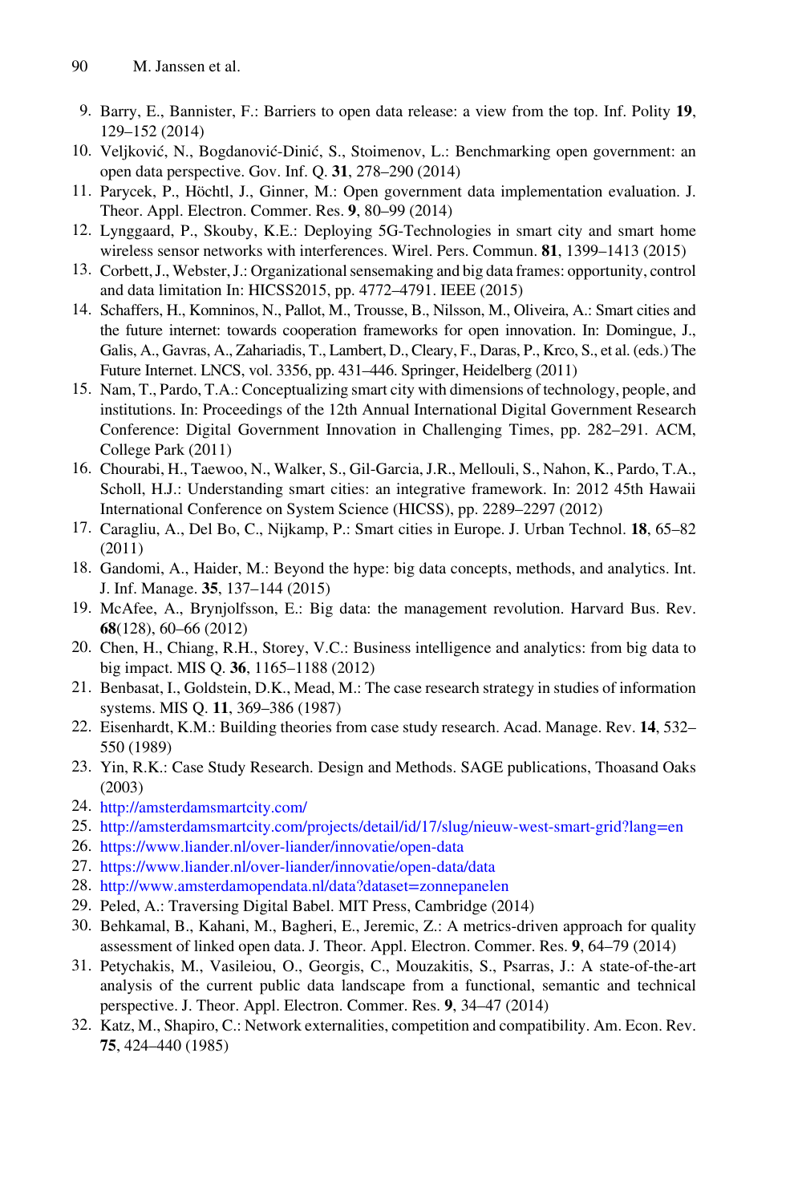9. Barry, E., Bannister, F.: Barriers to open data release: a view from the top. Inf. Polity **19**, 129–152 (2014)
10. Veljković, N., Bogdanović-Dinić, S., Stoimenov, L.: Benchmarking open government: an open data perspective. Gov. Inf. Q. **31**, 278–290 (2014)
11. Parycek, P., Höchtl, J., Ginner, M.: Open government data implementation evaluation. J. Theor. Appl. Electron. Commer. Res. **9**, 80–99 (2014)
12. Lynggaard, P., Skouby, K.E.: Deploying 5G-Technologies in smart city and smart home wireless sensor networks with interferences. Wirel. Pers. Commun. **81**, 1399–1413 (2015)
13. Corbett, J., Webster, J.: Organizational sensemaking and big data frames: opportunity, control and data limitation In: HICSS2015, pp. 4772–4791. IEEE (2015)
14. Schaffers, H., Komninos, N., Pallot, M., Trousse, B., Nilsson, M., Oliveira, A.: Smart cities and the future internet: towards cooperation frameworks for open innovation. In: Domingue, J., Galis, A., Gavras, A., Zahariadis, T., Lambert, D., Cleary, F., Daras, P., Krco, S., et al. (eds.) The Future Internet. LNCS, vol. 3356, pp. 431–446. Springer, Heidelberg (2011)
15. Nam, T., Pardo, T.A.: Conceptualizing smart city with dimensions of technology, people, and institutions. In: Proceedings of the 12th Annual International Digital Government Research Conference: Digital Government Innovation in Challenging Times, pp. 282–291. ACM, College Park (2011)
16. Chourabi, H., Taewoo, N., Walker, S., Gil-Garcia, J.R., Mellouli, S., Nahon, K., Pardo, T.A., Scholl, H.J.: Understanding smart cities: an integrative framework. In: 2012 45th Hawaii International Conference on System Science (HICSS), pp. 2289–2297 (2012)
17. Caragliu, A., Del Bo, C., Nijkamp, P.: Smart cities in Europe. J. Urban Technol. **18**, 65–82 (2011)
18. Gandomi, A., Haider, M.: Beyond the hype: big data concepts, methods, and analytics. Int. J. Inf. Manage. **35**, 137–144 (2015)
19. McAfee, A., Brynjolfsson, E.: Big data: the management revolution. Harvard Bus. Rev. **68**(128), 60–66 (2012)
20. Chen, H., Chiang, R.H., Storey, V.C.: Business intelligence and analytics: from big data to big impact. MIS Q. **36**, 1165–1188 (2012)
21. Benbasat, I., Goldstein, D.K., Mead, M.: The case research strategy in studies of information systems. MIS Q. **11**, 369–386 (1987)
22. Eisenhardt, K.M.: Building theories from case study research. Acad. Manage. Rev. **14**, 532–550 (1989)
23. Yin, R.K.: Case Study Research. Design and Methods. SAGE publications, Thoasand Oaks (2003)
24. http://amsterdamsmartcity.com/
25. http://amsterdamsmartcity.com/projects/detail/id/17/slug/nieuw-west-smart-grid?lang=en
26. https://www.liander.nl/over-liander/innovatie/open-data
27. https://www.liander.nl/over-liander/innovatie/open-data/data
28. http://www.amsterdamopendata.nl/data?dataset=zonnepanelen
29. Peled, A.: Traversing Digital Babel. MIT Press, Cambridge (2014)
30. Behkamal, B., Kahani, M., Bagheri, E., Jeremic, Z.: A metrics-driven approach for quality assessment of linked open data. J. Theor. Appl. Electron. Commer. Res. **9**, 64–79 (2014)
31. Petychakis, M., Vasileiou, O., Georgis, C., Mouzakitis, S., Psarras, J.: A state-of-the-art analysis of the current public data landscape from a functional, semantic and technical perspective. J. Theor. Appl. Electron. Commer. Res. **9**, 34–47 (2014)
32. Katz, M., Shapiro, C.: Network externalities, competition and compatibility. Am. Econ. Rev. **75**, 424–440 (1985)